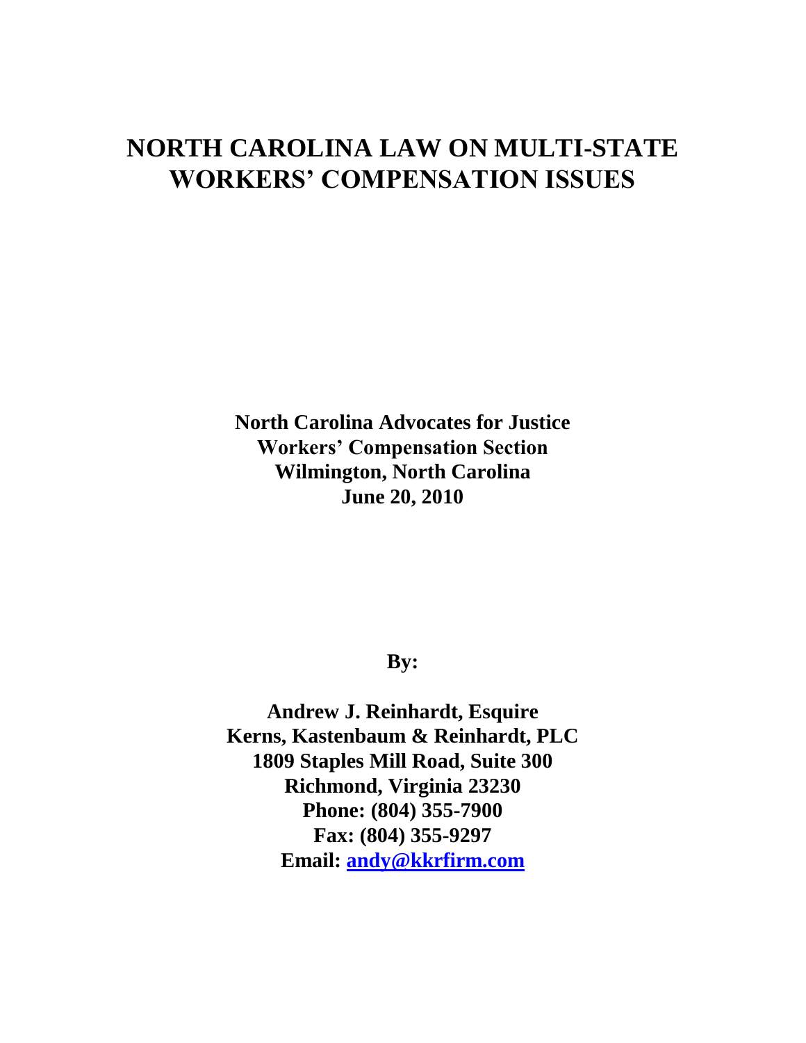# NORTH CAROLINA LAW ON MULTI-STATE WORKERS' COMPENSATION ISSUES

**North Carolina Advocates for Justice**
**Workers' Compensation Section**
**Wilmington, North Carolina**
**June 20, 2010**

**By:**

**Andrew J. Reinhardt, Esquire**
**Kerns, Kastenbaum & Reinhardt, PLC**
**1809 Staples Mill Road, Suite 300**
**Richmond, Virginia 23230**
**Phone: (804) 355-7900**
**Fax: (804) 355-9297**
**Email: andy@kkrfirm.com**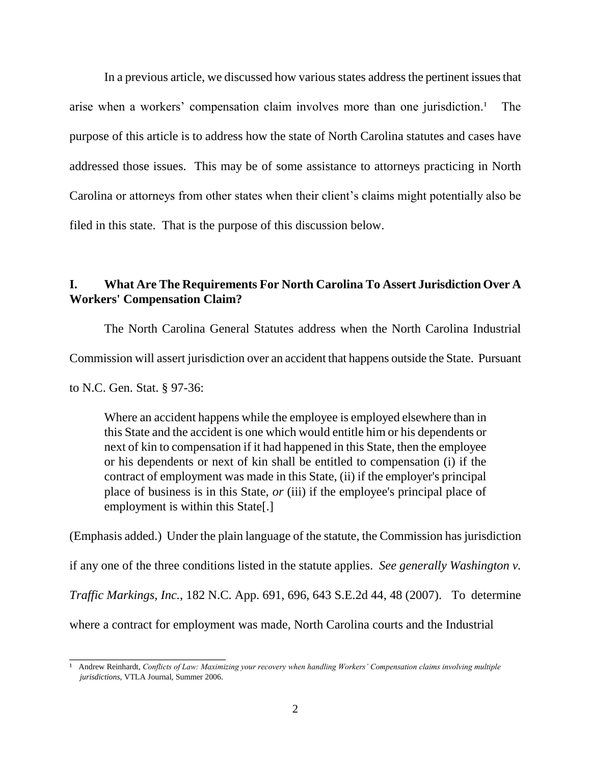In a previous article, we discussed how various states address the pertinent issues that arise when a workers' compensation claim involves more than one jurisdiction.[1] The purpose of this article is to address how the state of North Carolina statutes and cases have addressed those issues. This may be of some assistance to attorneys practicing in North Carolina or attorneys from other states when their client's claims might potentially also be filed in this state. That is the purpose of this discussion below.

## I. What Are The Requirements For North Carolina To Assert Jurisdiction Over A Workers' Compensation Claim?

The North Carolina General Statutes address when the North Carolina Industrial Commission will assert jurisdiction over an accident that happens outside the State. Pursuant to N.C. Gen. Stat. § 97-36:

> Where an accident happens while the employee is employed elsewhere than in this State and the accident is one which would entitle him or his dependents or next of kin to compensation if it had happened in this State, then the employee or his dependents or next of kin shall be entitled to compensation (i) if the contract of employment was made in this State, (ii) if the employer's principal place of business is in this State, *or* (iii) if the employee's principal place of employment is within this State[.]

(Emphasis added.) Under the plain language of the statute, the Commission has jurisdiction if any one of the three conditions listed in the statute applies. *See generally Washington v. Traffic Markings, Inc.*, 182 N.C. App. 691, 696, 643 S.E.2d 44, 48 (2007). To determine where a contract for employment was made, North Carolina courts and the Industrial

---

[1] Andrew Reinhardt, *Conflicts of Law: Maximizing your recovery when handling Workers' Compensation claims involving multiple jurisdictions*, VTLA Journal, Summer 2006.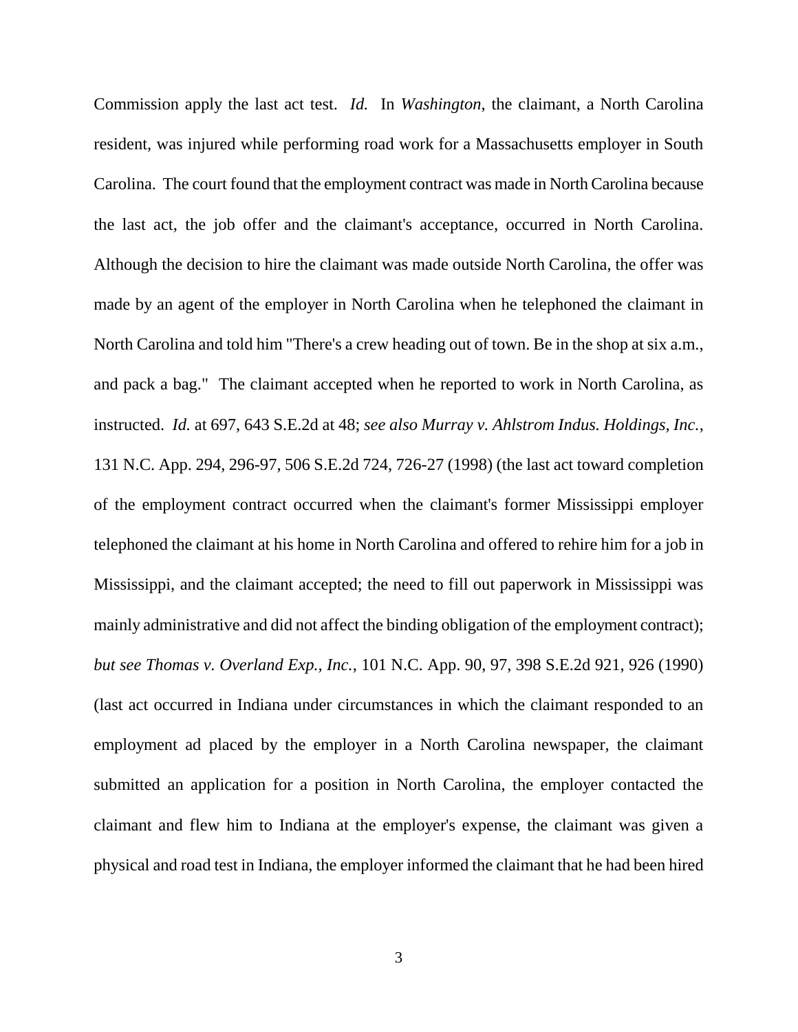Commission apply the last act test. *Id.* In *Washington*, the claimant, a North Carolina resident, was injured while performing road work for a Massachusetts employer in South Carolina. The court found that the employment contract was made in North Carolina because the last act, the job offer and the claimant's acceptance, occurred in North Carolina. Although the decision to hire the claimant was made outside North Carolina, the offer was made by an agent of the employer in North Carolina when he telephoned the claimant in North Carolina and told him "There's a crew heading out of town. Be in the shop at six a.m., and pack a bag." The claimant accepted when he reported to work in North Carolina, as instructed. *Id.* at 697, 643 S.E.2d at 48; *see also Murray v. Ahlstrom Indus. Holdings, Inc.*, 131 N.C. App. 294, 296-97, 506 S.E.2d 724, 726-27 (1998) (the last act toward completion of the employment contract occurred when the claimant's former Mississippi employer telephoned the claimant at his home in North Carolina and offered to rehire him for a job in Mississippi, and the claimant accepted; the need to fill out paperwork in Mississippi was mainly administrative and did not affect the binding obligation of the employment contract); *but see Thomas v. Overland Exp., Inc.*, 101 N.C. App. 90, 97, 398 S.E.2d 921, 926 (1990) (last act occurred in Indiana under circumstances in which the claimant responded to an employment ad placed by the employer in a North Carolina newspaper, the claimant submitted an application for a position in North Carolina, the employer contacted the claimant and flew him to Indiana at the employer's expense, the claimant was given a physical and road test in Indiana, the employer informed the claimant that he had been hired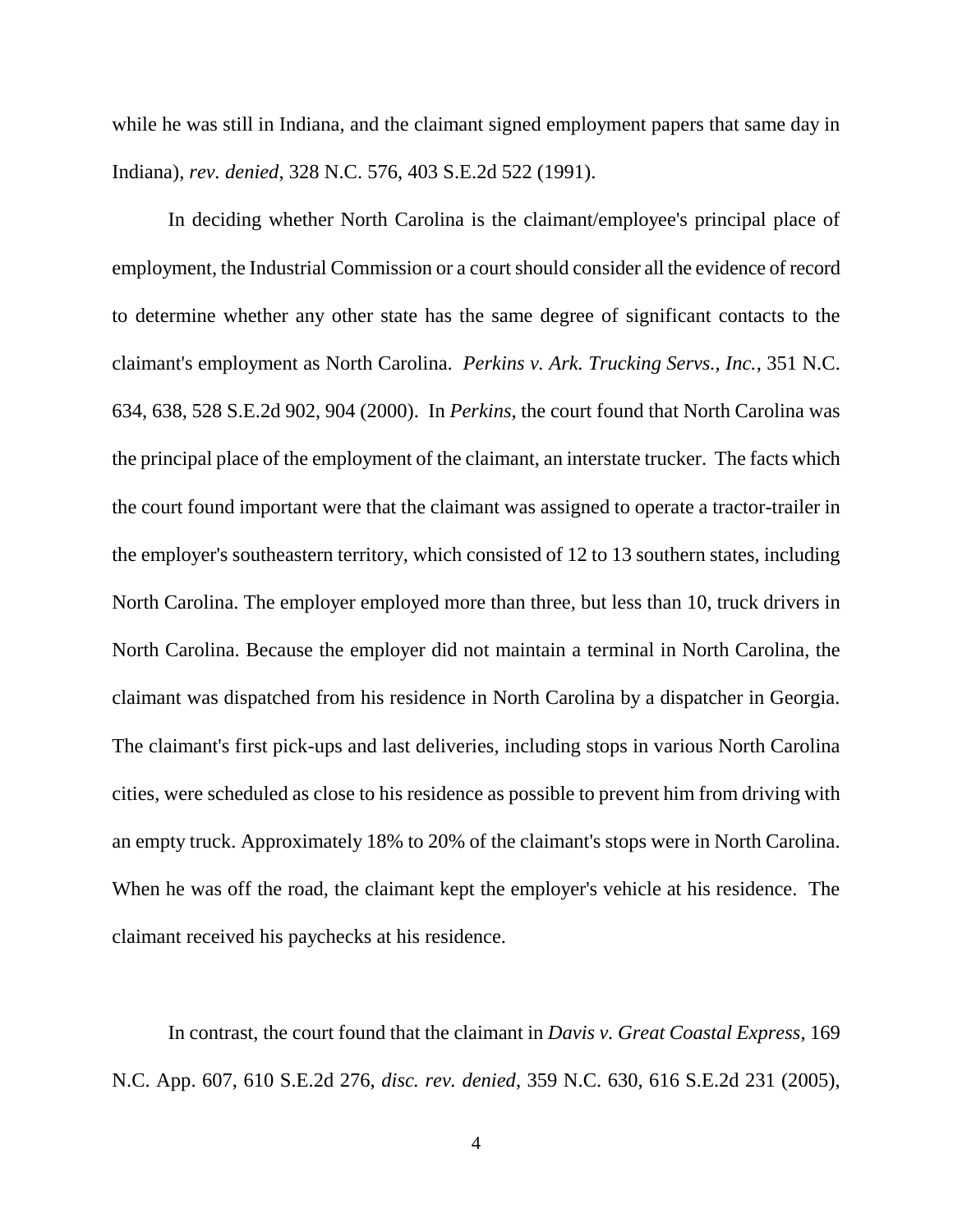while he was still in Indiana, and the claimant signed employment papers that same day in Indiana), *rev. denied*, 328 N.C. 576, 403 S.E.2d 522 (1991).

In deciding whether North Carolina is the claimant/employee's principal place of employment, the Industrial Commission or a court should consider all the evidence of record to determine whether any other state has the same degree of significant contacts to the claimant's employment as North Carolina. *Perkins v. Ark. Trucking Servs., Inc.*, 351 N.C. 634, 638, 528 S.E.2d 902, 904 (2000). In *Perkins*, the court found that North Carolina was the principal place of the employment of the claimant, an interstate trucker. The facts which the court found important were that the claimant was assigned to operate a tractor-trailer in the employer's southeastern territory, which consisted of 12 to 13 southern states, including North Carolina. The employer employed more than three, but less than 10, truck drivers in North Carolina. Because the employer did not maintain a terminal in North Carolina, the claimant was dispatched from his residence in North Carolina by a dispatcher in Georgia. The claimant's first pick-ups and last deliveries, including stops in various North Carolina cities, were scheduled as close to his residence as possible to prevent him from driving with an empty truck. Approximately 18% to 20% of the claimant's stops were in North Carolina. When he was off the road, the claimant kept the employer's vehicle at his residence. The claimant received his paychecks at his residence.

In contrast, the court found that the claimant in *Davis v. Great Coastal Express*, 169 N.C. App. 607, 610 S.E.2d 276, *disc. rev. denied*, 359 N.C. 630, 616 S.E.2d 231 (2005),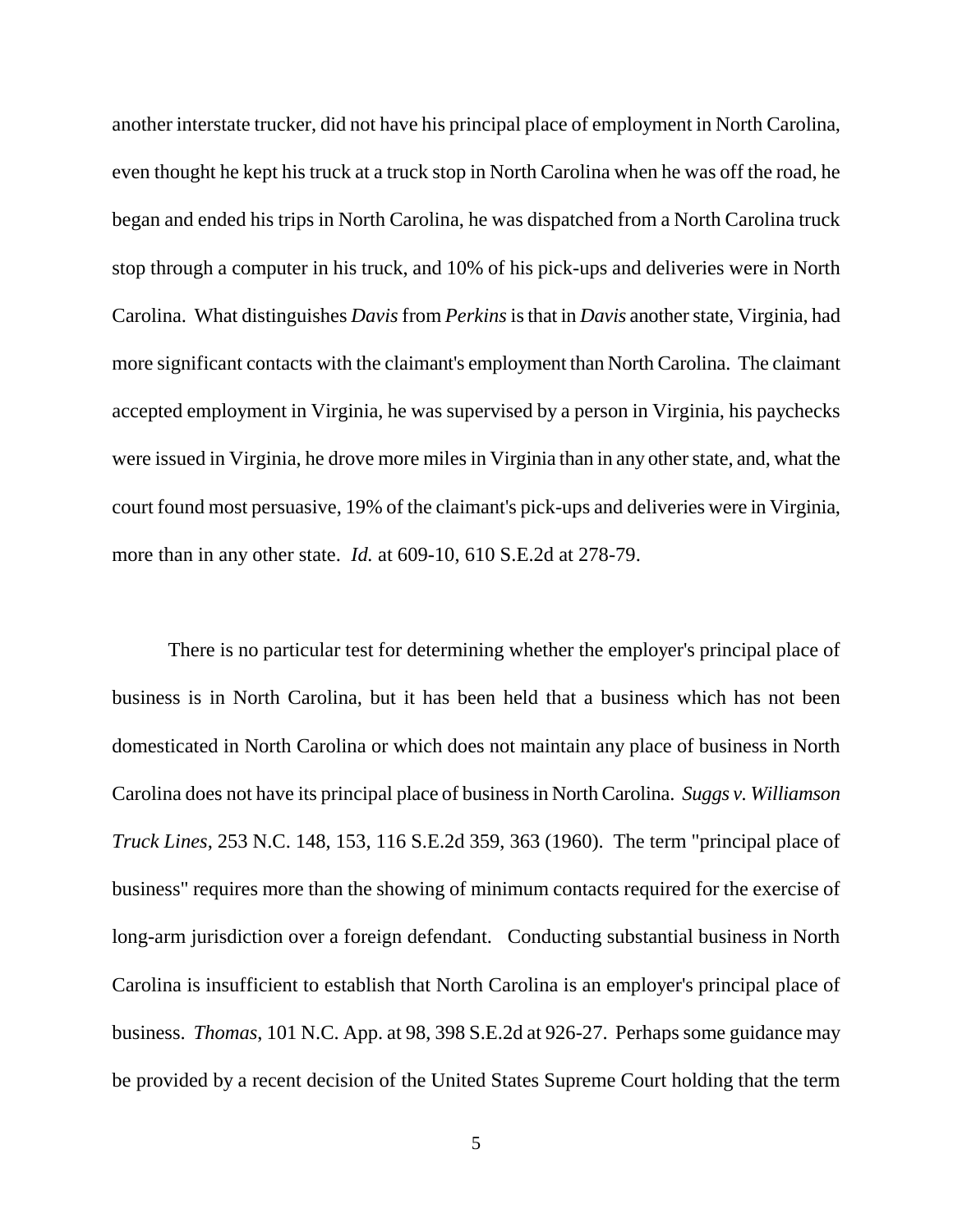another interstate trucker, did not have his principal place of employment in North Carolina, even thought he kept his truck at a truck stop in North Carolina when he was off the road, he began and ended his trips in North Carolina, he was dispatched from a North Carolina truck stop through a computer in his truck, and 10% of his pick-ups and deliveries were in North Carolina. What distinguishes *Davis* from *Perkins* is that in *Davis* another state, Virginia, had more significant contacts with the claimant's employment than North Carolina. The claimant accepted employment in Virginia, he was supervised by a person in Virginia, his paychecks were issued in Virginia, he drove more miles in Virginia than in any other state, and, what the court found most persuasive, 19% of the claimant's pick-ups and deliveries were in Virginia, more than in any other state. *Id.* at 609-10, 610 S.E.2d at 278-79.

There is no particular test for determining whether the employer's principal place of business is in North Carolina, but it has been held that a business which has not been domesticated in North Carolina or which does not maintain any place of business in North Carolina does not have its principal place of business in North Carolina. *Suggs v. Williamson Truck Lines*, 253 N.C. 148, 153, 116 S.E.2d 359, 363 (1960). The term "principal place of business" requires more than the showing of minimum contacts required for the exercise of long-arm jurisdiction over a foreign defendant. Conducting substantial business in North Carolina is insufficient to establish that North Carolina is an employer's principal place of business. *Thomas*, 101 N.C. App. at 98, 398 S.E.2d at 926-27. Perhaps some guidance may be provided by a recent decision of the United States Supreme Court holding that the term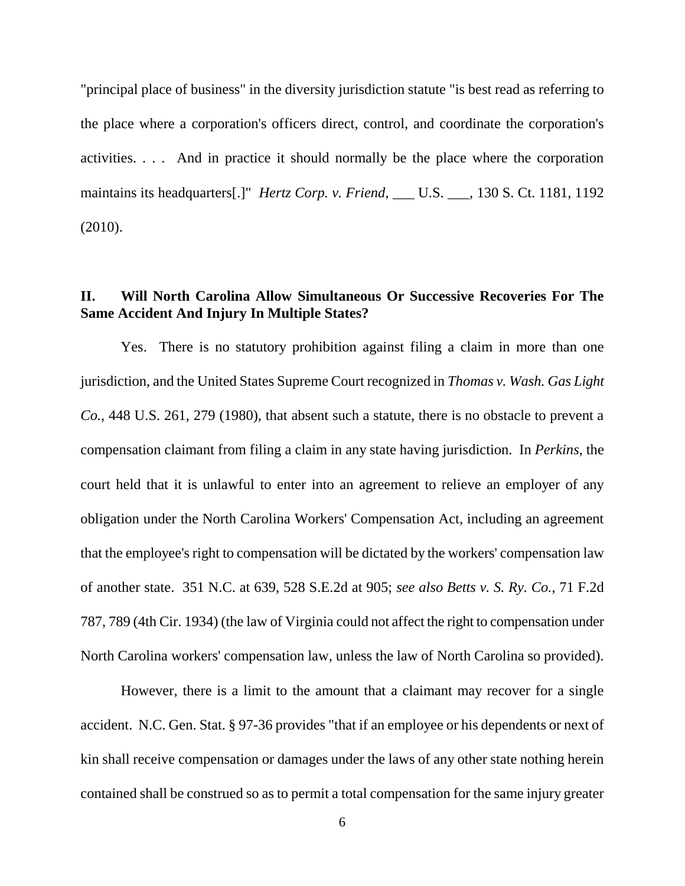"principal place of business" in the diversity jurisdiction statute "is best read as referring to the place where a corporation's officers direct, control, and coordinate the corporation's activities. . . . And in practice it should normally be the place where the corporation maintains its headquarters[.]" *Hertz Corp. v. Friend*, ___ U.S. ___, 130 S. Ct. 1181, 1192 (2010).

## II. Will North Carolina Allow Simultaneous Or Successive Recoveries For The Same Accident And Injury In Multiple States?

Yes. There is no statutory prohibition against filing a claim in more than one jurisdiction, and the United States Supreme Court recognized in *Thomas v. Wash. Gas Light Co.*, 448 U.S. 261, 279 (1980), that absent such a statute, there is no obstacle to prevent a compensation claimant from filing a claim in any state having jurisdiction. In *Perkins*, the court held that it is unlawful to enter into an agreement to relieve an employer of any obligation under the North Carolina Workers' Compensation Act, including an agreement that the employee's right to compensation will be dictated by the workers' compensation law of another state. 351 N.C. at 639, 528 S.E.2d at 905; *see also Betts v. S. Ry. Co.*, 71 F.2d 787, 789 (4th Cir. 1934) (the law of Virginia could not affect the right to compensation under North Carolina workers' compensation law, unless the law of North Carolina so provided).

However, there is a limit to the amount that a claimant may recover for a single accident. N.C. Gen. Stat. § 97-36 provides "that if an employee or his dependents or next of kin shall receive compensation or damages under the laws of any other state nothing herein contained shall be construed so as to permit a total compensation for the same injury greater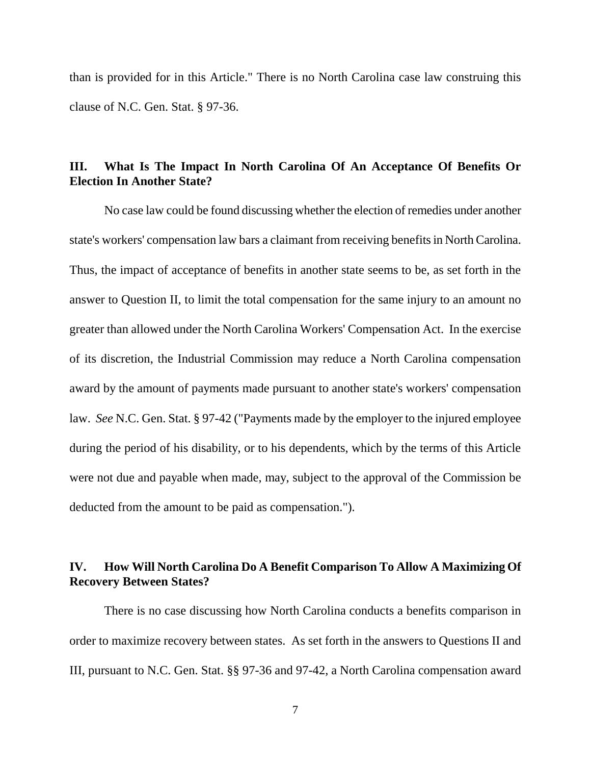than is provided for in this Article." There is no North Carolina case law construing this clause of N.C. Gen. Stat. § 97-36.

## III. What Is The Impact In North Carolina Of An Acceptance Of Benefits Or Election In Another State?

No case law could be found discussing whether the election of remedies under another state's workers' compensation law bars a claimant from receiving benefits in North Carolina. Thus, the impact of acceptance of benefits in another state seems to be, as set forth in the answer to Question II, to limit the total compensation for the same injury to an amount no greater than allowed under the North Carolina Workers' Compensation Act. In the exercise of its discretion, the Industrial Commission may reduce a North Carolina compensation award by the amount of payments made pursuant to another state's workers' compensation law. *See* N.C. Gen. Stat. § 97-42 ("Payments made by the employer to the injured employee during the period of his disability, or to his dependents, which by the terms of this Article were not due and payable when made, may, subject to the approval of the Commission be deducted from the amount to be paid as compensation.").

## IV. How Will North Carolina Do A Benefit Comparison To Allow A Maximizing Of Recovery Between States?

There is no case discussing how North Carolina conducts a benefits comparison in order to maximize recovery between states. As set forth in the answers to Questions II and III, pursuant to N.C. Gen. Stat. §§ 97-36 and 97-42, a North Carolina compensation award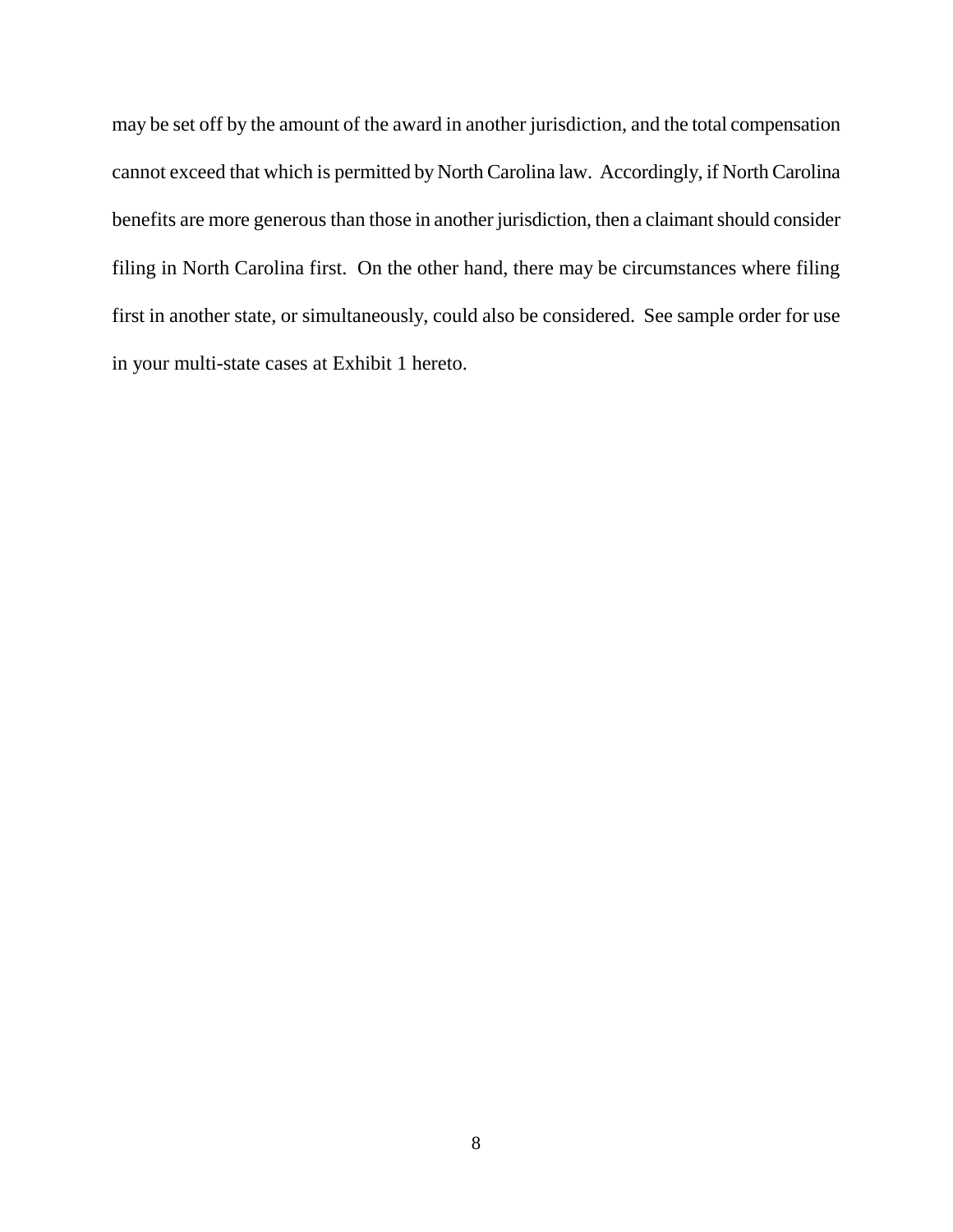may be set off by the amount of the award in another jurisdiction, and the total compensation cannot exceed that which is permitted by North Carolina law. Accordingly, if North Carolina benefits are more generous than those in another jurisdiction, then a claimant should consider filing in North Carolina first. On the other hand, there may be circumstances where filing first in another state, or simultaneously, could also be considered. See sample order for use in your multi-state cases at Exhibit 1 hereto.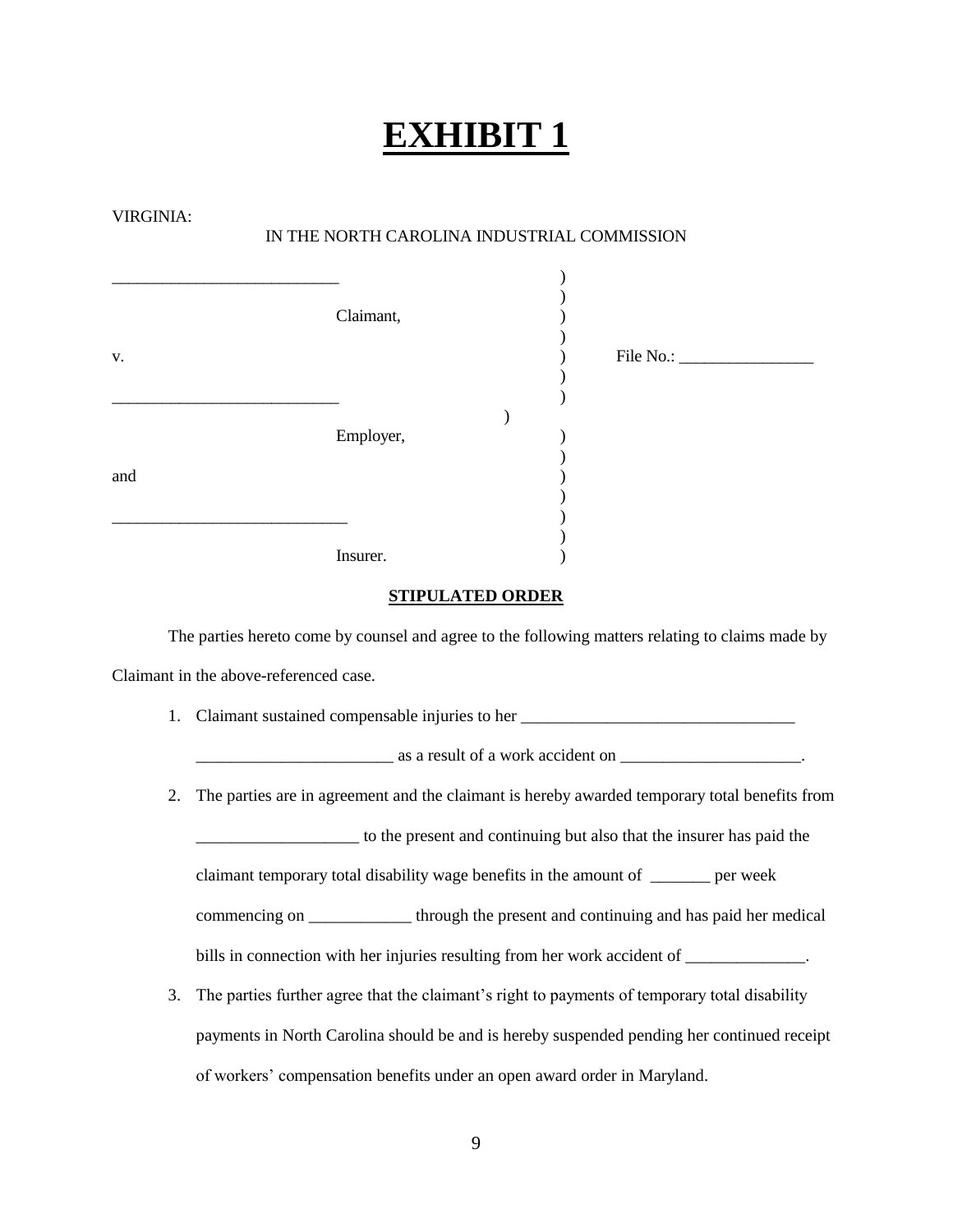# EXHIBIT 1

VIRGINIA:

IN THE NORTH CAROLINA INDUSTRIAL COMMISSION

```
____________________________      )
                                  )
              Claimant,           )
                                  )
v.                                )      File No.: _________________
                                  )
____________________________      )
                                  )
              Employer,           )
                                  )
and                               )
                                  )
_____________________________     )
                                  )
              Insurer.            )
```

**STIPULATED ORDER**

The parties hereto come by counsel and agree to the following matters relating to claims made by Claimant in the above-referenced case.

1. Claimant sustained compensable injuries to her _________________________________ ________________________ as a result of a work accident on ______________________.
2. The parties are in agreement and the claimant is hereby awarded temporary total benefits from ____________________ to the present and continuing but also that the insurer has paid the claimant temporary total disability wage benefits in the amount of _______ per week commencing on ____________ through the present and continuing and has paid her medical bills in connection with her injuries resulting from her work accident of ______________.
3. The parties further agree that the claimant's right to payments of temporary total disability payments in North Carolina should be and is hereby suspended pending her continued receipt of workers' compensation benefits under an open award order in Maryland.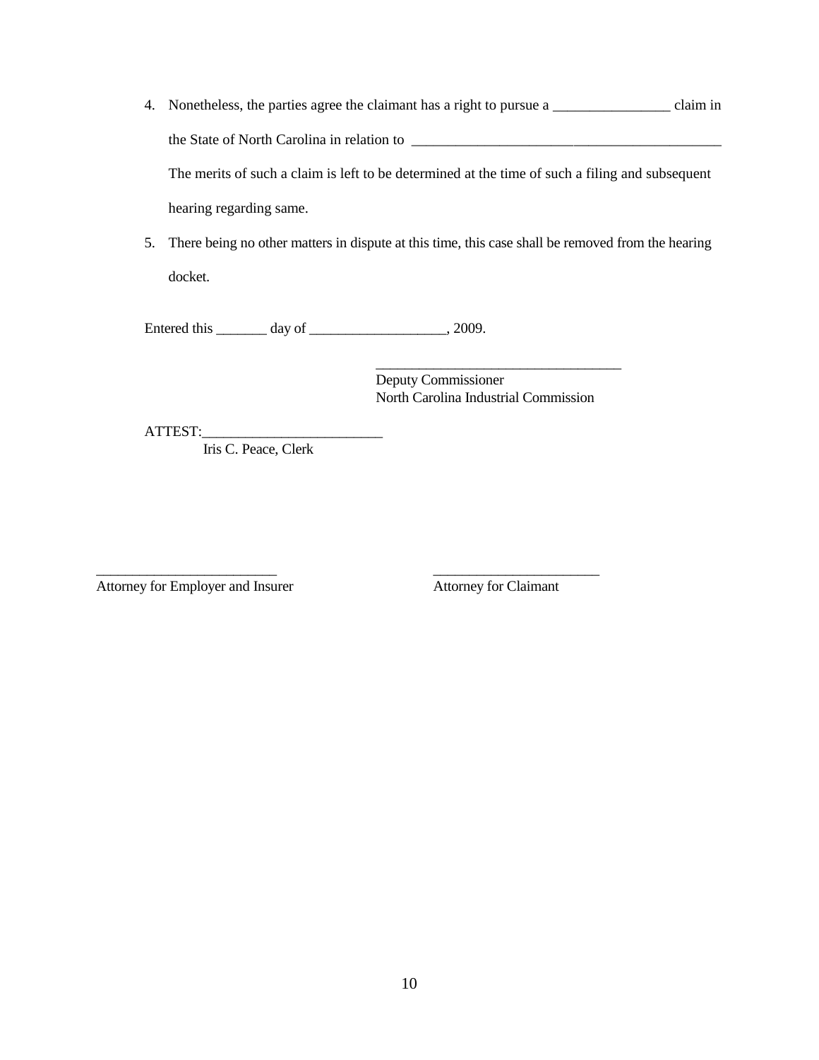4. Nonetheless, the parties agree the claimant has a right to pursue a ________________ claim in the State of North Carolina in relation to ___________________________________________ The merits of such a claim is left to be determined at the time of such a filing and subsequent hearing regarding same.

5. There being no other matters in dispute at this time, this case shall be removed from the hearing docket.

Entered this _______ day of ___________________, 2009.

___________________________________
Deputy Commissioner
North Carolina Industrial Commission

ATTEST:_________________________
Iris C. Peace, Clerk

_________________________
Attorney for Employer and Insurer

_______________________
Attorney for Claimant